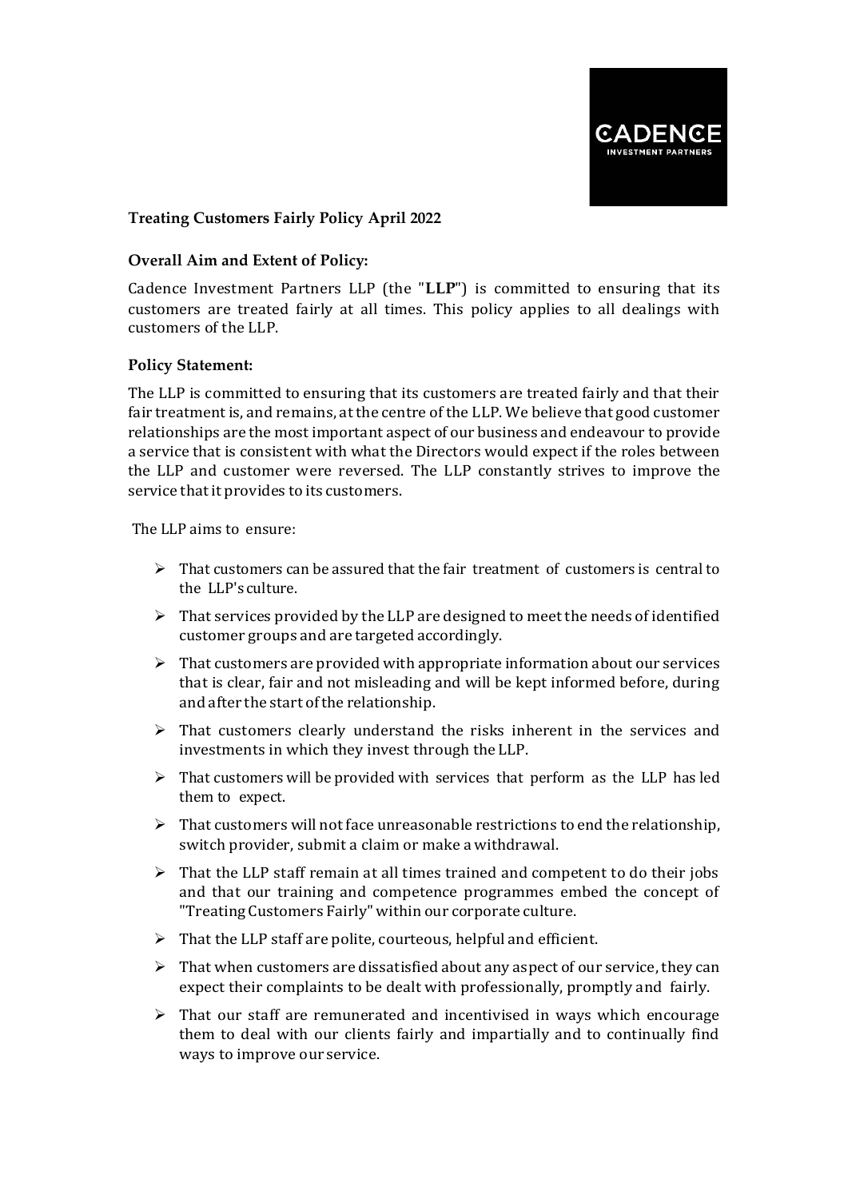CADENCE
INVESTMENT PARTNERS

**Treating Customers Fairly Policy April 2022**

**Overall Aim and Extent of Policy:**

Cadence Investment Partners LLP (the "**LLP**") is committed to ensuring that its customers are treated fairly at all times. This policy applies to all dealings with customers of the LLP.

**Policy Statement:**

The LLP is committed to ensuring that its customers are treated fairly and that their fair treatment is, and remains, at the centre of the LLP. We believe that good customer relationships are the most important aspect of our business and endeavour to provide a service that is consistent with what the Directors would expect if the roles between the LLP and customer were reversed. The LLP constantly strives to improve the service that it provides to its customers.

The LLP aims to ensure:

- That customers can be assured that the fair treatment of customers is central to the LLP's culture.
- That services provided by the LLP are designed to meet the needs of identified customer groups and are targeted accordingly.
- That customers are provided with appropriate information about our services that is clear, fair and not misleading and will be kept informed before, during and after the start of the relationship.
- That customers clearly understand the risks inherent in the services and investments in which they invest through the LLP.
- That customers will be provided with services that perform as the LLP has led them to expect.
- That customers will not face unreasonable restrictions to end the relationship, switch provider, submit a claim or make a withdrawal.
- That the LLP staff remain at all times trained and competent to do their jobs and that our training and competence programmes embed the concept of "Treating Customers Fairly" within our corporate culture.
- That the LLP staff are polite, courteous, helpful and efficient.
- That when customers are dissatisfied about any aspect of our service, they can expect their complaints to be dealt with professionally, promptly and fairly.
- That our staff are remunerated and incentivised in ways which encourage them to deal with our clients fairly and impartially and to continually find ways to improve our service.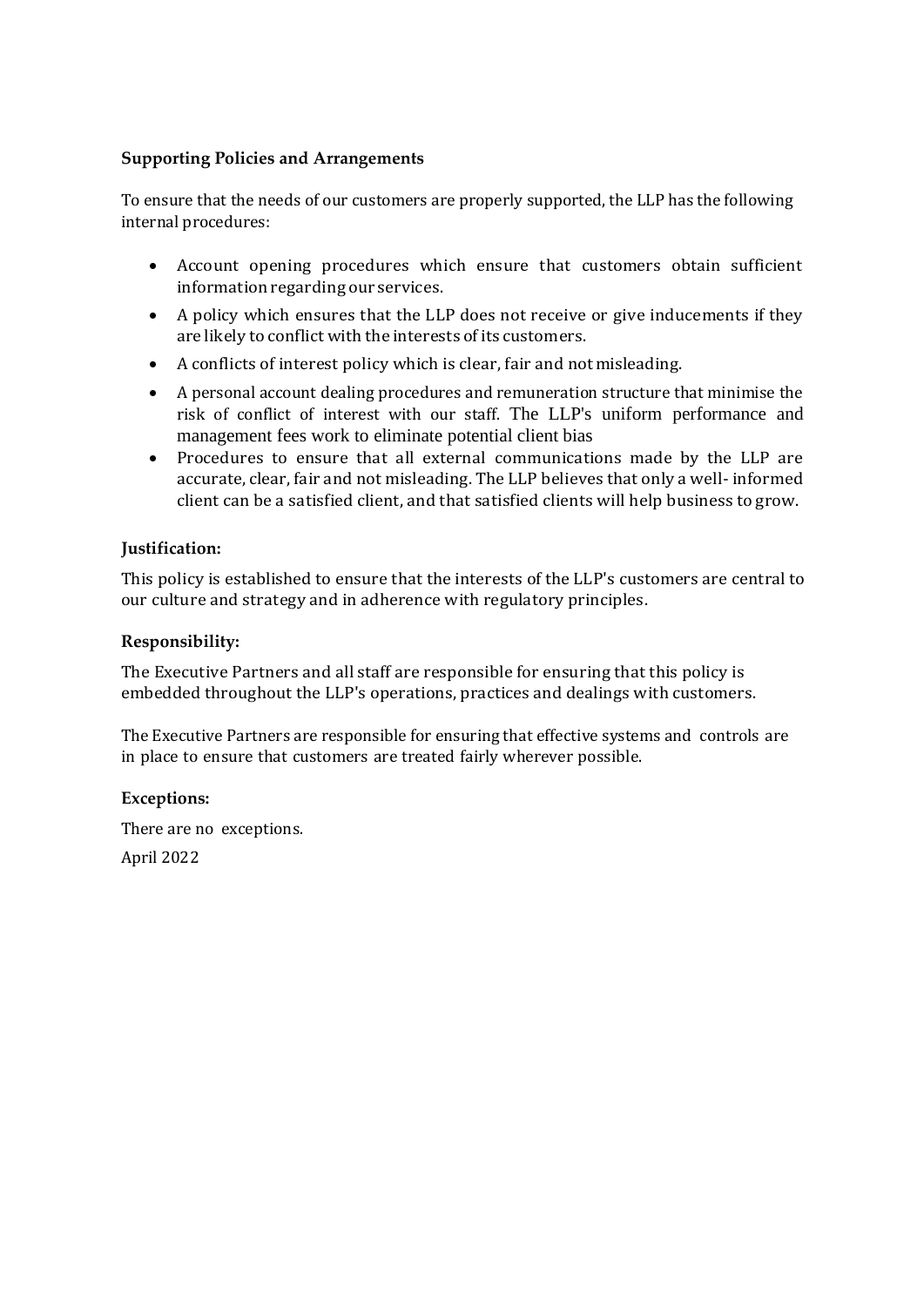**Supporting Policies and Arrangements**

To ensure that the needs of our customers are properly supported, the LLP has the following internal procedures:

- Account opening procedures which ensure that customers obtain sufficient information regarding our services.
- A policy which ensures that the LLP does not receive or give inducements if they are likely to conflict with the interests of its customers.
- A conflicts of interest policy which is clear, fair and not misleading.
- A personal account dealing procedures and remuneration structure that minimise the risk of conflict of interest with our staff. The LLP's uniform performance and management fees work to eliminate potential client bias
- Procedures to ensure that all external communications made by the LLP are accurate, clear, fair and not misleading. The LLP believes that only a well- informed client can be a satisfied client, and that satisfied clients will help business to grow.

**Justification:**

This policy is established to ensure that the interests of the LLP's customers are central to our culture and strategy and in adherence with regulatory principles.

**Responsibility:**

The Executive Partners and all staff are responsible for ensuring that this policy is embedded throughout the LLP's operations, practices and dealings with customers.

The Executive Partners are responsible for ensuring that effective systems and controls are in place to ensure that customers are treated fairly wherever possible.

**Exceptions:**

There are no exceptions.

April 2022